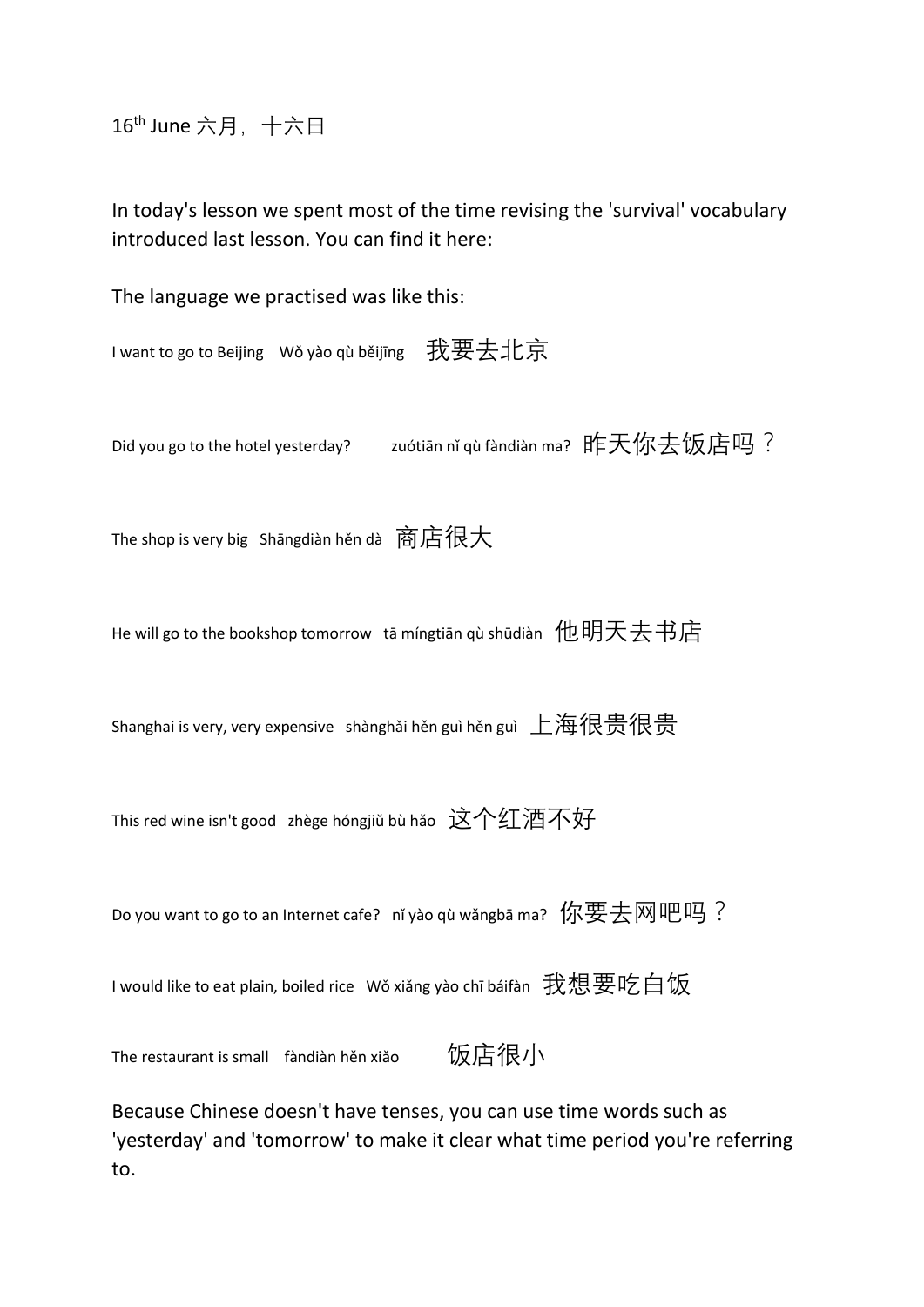16th June 六月，十六日

In today's lesson we spent most of the time revising the 'survival' vocabulary introduced last lesson. You can find it here:

The language we practised was like this:

I want to go to Beijing　Wǒ yào qù běijīng　我要去北京

Did you go to the hotel yesterday?　zuótiān nǐ qù fàndiàn ma?　昨天你去饭店吗？

The shop is very big　Shāngdiàn hěn dà　商店很大

He will go to the bookshop tomorrow　tā míngtiān qù shūdiàn　他明天去书店

Shanghai is very, very expensive　shànghǎi hěn guì hěn guì　上海很贵很贵

This red wine isn't good　zhège hóngjiǔ bù hǎo　这个红酒不好

Do you want to go to an Internet cafe?　nǐ yào qù wǎngbā ma?　你要去网吧吗？

I would like to eat plain, boiled rice　Wǒ xiǎng yào chī báifàn　我想要吃白饭

The restaurant is small　fàndiàn hěn xiǎo　饭店很小

Because Chinese doesn't have tenses, you can use time words such as 'yesterday' and 'tomorrow' to make it clear what time period you're referring to.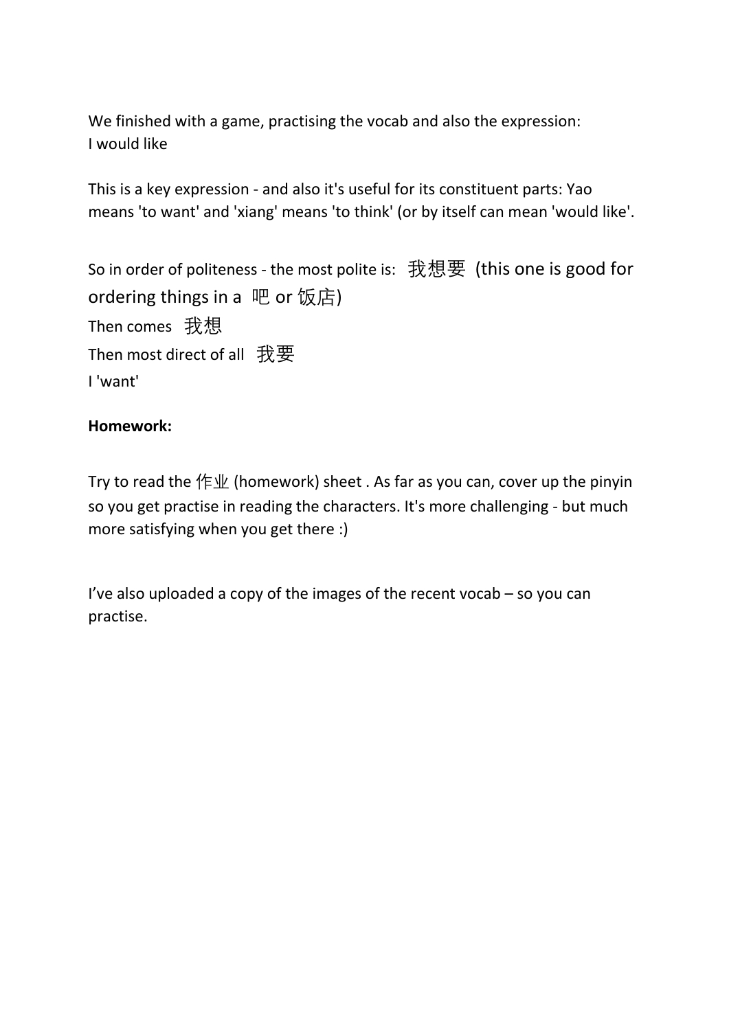We finished with a game, practising the vocab and also the expression:
I would like

This is a key expression - and also it's useful for its constituent parts: Yao means 'to want' and 'xiang' means 'to think' (or by itself can mean 'would like'.

So in order of politeness - the most polite is: 我想要 (this one is good for ordering things in a 吧 or 饭店)
Then comes 我想
Then most direct of all 我要
I 'want'

**Homework:**

Try to read the 作业 (homework) sheet . As far as you can, cover up the pinyin so you get practise in reading the characters. It's more challenging - but much more satisfying when you get there :)

I've also uploaded a copy of the images of the recent vocab – so you can practise.